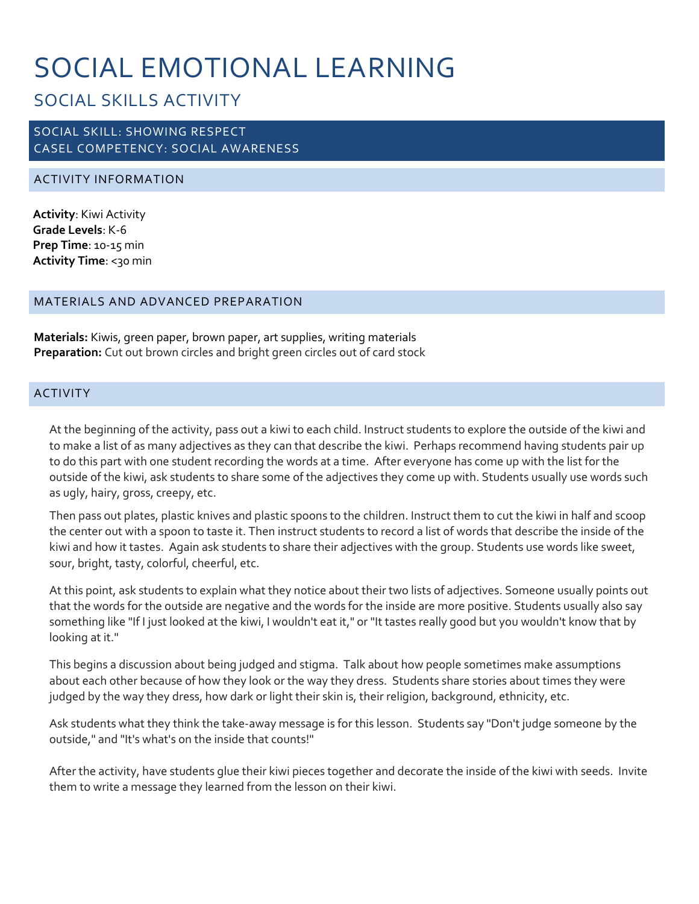# SOCIAL EMOTIONAL LEARNING

## SOCIAL SKILLS ACTIVITY

### SOCIAL SKILL: SHOWING RESPECT
### CASEL COMPETENCY: SOCIAL AWARENESS

### ACTIVITY INFORMATION

**Activity**: Kiwi Activity
**Grade Levels**: K-6
**Prep Time**: 10-15 min
**Activity Time**: <30 min

### MATERIALS AND ADVANCED PREPARATION

**Materials:** Kiwis, green paper, brown paper, art supplies, writing materials
**Preparation:** Cut out brown circles and bright green circles out of card stock

### ACTIVITY

At the beginning of the activity, pass out a kiwi to each child. Instruct students to explore the outside of the kiwi and to make a list of as many adjectives as they can that describe the kiwi. Perhaps recommend having students pair up to do this part with one student recording the words at a time. After everyone has come up with the list for the outside of the kiwi, ask students to share some of the adjectives they come up with. Students usually use words such as ugly, hairy, gross, creepy, etc.

Then pass out plates, plastic knives and plastic spoons to the children. Instruct them to cut the kiwi in half and scoop the center out with a spoon to taste it. Then instruct students to record a list of words that describe the inside of the kiwi and how it tastes. Again ask students to share their adjectives with the group. Students use words like sweet, sour, bright, tasty, colorful, cheerful, etc.

At this point, ask students to explain what they notice about their two lists of adjectives. Someone usually points out that the words for the outside are negative and the words for the inside are more positive. Students usually also say something like "If I just looked at the kiwi, I wouldn't eat it," or "It tastes really good but you wouldn't know that by looking at it."

This begins a discussion about being judged and stigma. Talk about how people sometimes make assumptions about each other because of how they look or the way they dress. Students share stories about times they were judged by the way they dress, how dark or light their skin is, their religion, background, ethnicity, etc.

Ask students what they think the take-away message is for this lesson. Students say "Don't judge someone by the outside," and "It's what's on the inside that counts!"

After the activity, have students glue their kiwi pieces together and decorate the inside of the kiwi with seeds. Invite them to write a message they learned from the lesson on their kiwi.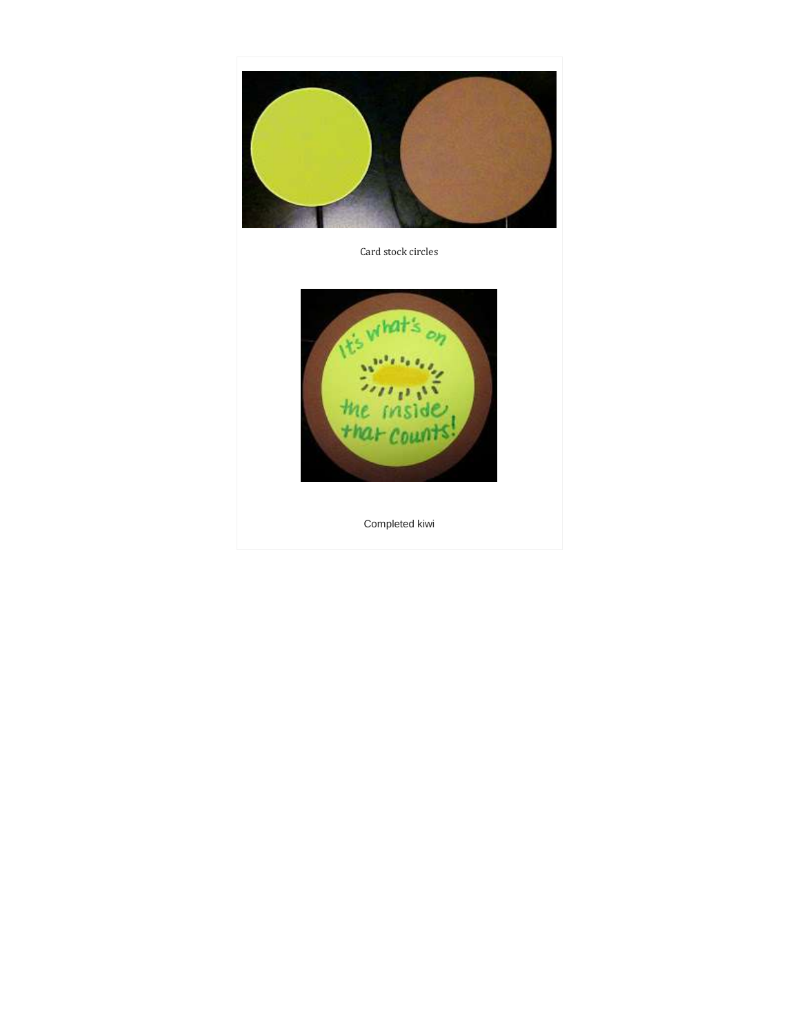Card stock circles

Completed kiwi